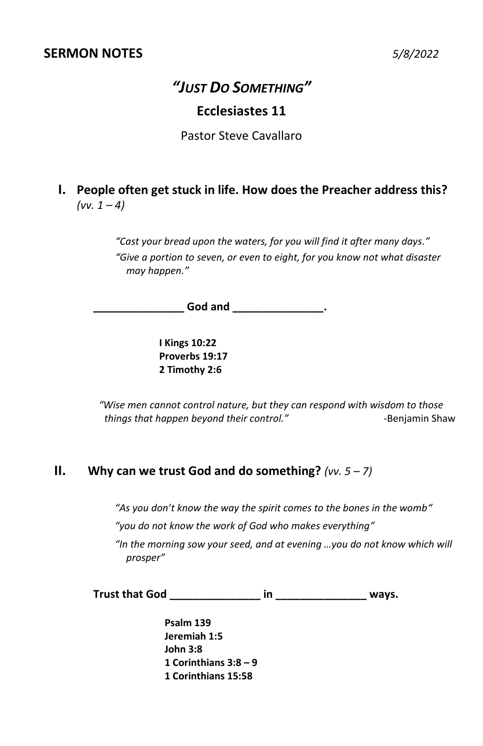**SERMON NOTES** *5/8/2022*

# *"Just Do Something"*

## Ecclesiastes 11

Pastor Steve Cavallaro

### I. People often get stuck in life. How does the Preacher address this? *(vv. 1 – 4)*

*"Cast your bread upon the waters, for you will find it after many days."*

*"Give a portion to seven, or even to eight, for you know not what disaster may happen."*

**_______________ God and _______________.**

**I Kings 10:22**
**Proverbs 19:17**
**2 Timothy 2:6**

*"Wise men cannot control nature, but they can respond with wisdom to those things that happen beyond their control."* -Benjamin Shaw

### II. Why can we trust God and do something? *(vv. 5 – 7)*

*"As you don't know the way the spirit comes to the bones in the womb"*

*"you do not know the work of God who makes everything"*

*"In the morning sow your seed, and at evening …you do not know which will prosper"*

**Trust that God _______________ in _______________ ways.**

**Psalm 139**
**Jeremiah 1:5**
**John 3:8**
**1 Corinthians 3:8 – 9**
**1 Corinthians 15:58**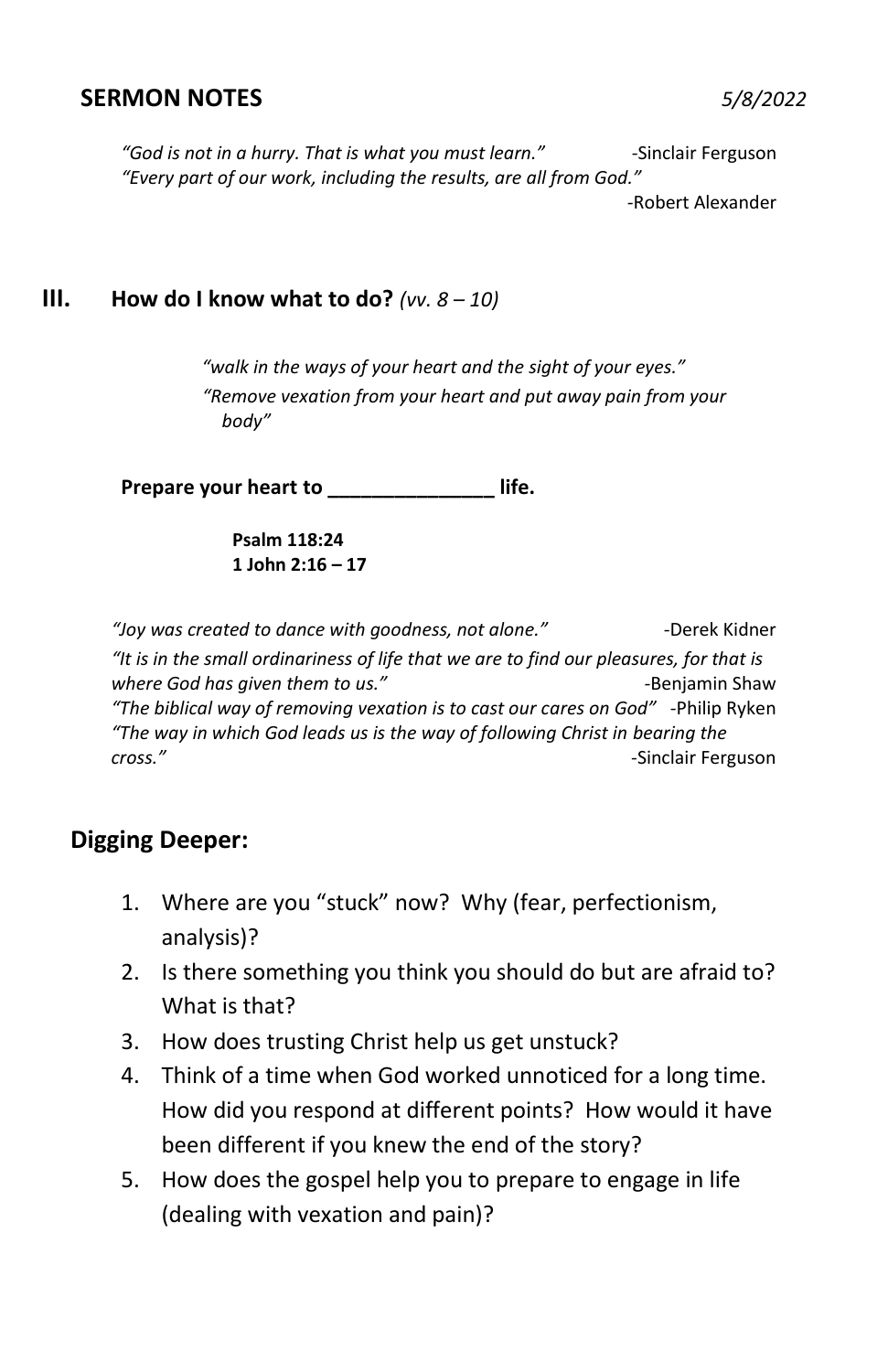## SERMON NOTES

*5/8/2022*

*"God is not in a hurry. That is what you must learn."* -Sinclair Ferguson

*"Every part of our work, including the results, are all from God."* -Robert Alexander

## III. How do I know what to do? *(vv. 8 – 10)*

*"walk in the ways of your heart and the sight of your eyes."*

*"Remove vexation from your heart and put away pain from your body"*

**Prepare your heart to _______________ life.**

**Psalm 118:24**
**1 John 2:16 – 17**

*"Joy was created to dance with goodness, not alone."* -Derek Kidner

*"It is in the small ordinariness of life that we are to find our pleasures, for that is where God has given them to us."* -Benjamin Shaw

*"The biblical way of removing vexation is to cast our cares on God"* -Philip Ryken

*"The way in which God leads us is the way of following Christ in bearing the cross."* -Sinclair Ferguson

## Digging Deeper:

1. Where are you "stuck" now? Why (fear, perfectionism, analysis)?
2. Is there something you think you should do but are afraid to? What is that?
3. How does trusting Christ help us get unstuck?
4. Think of a time when God worked unnoticed for a long time. How did you respond at different points? How would it have been different if you knew the end of the story?
5. How does the gospel help you to prepare to engage in life (dealing with vexation and pain)?